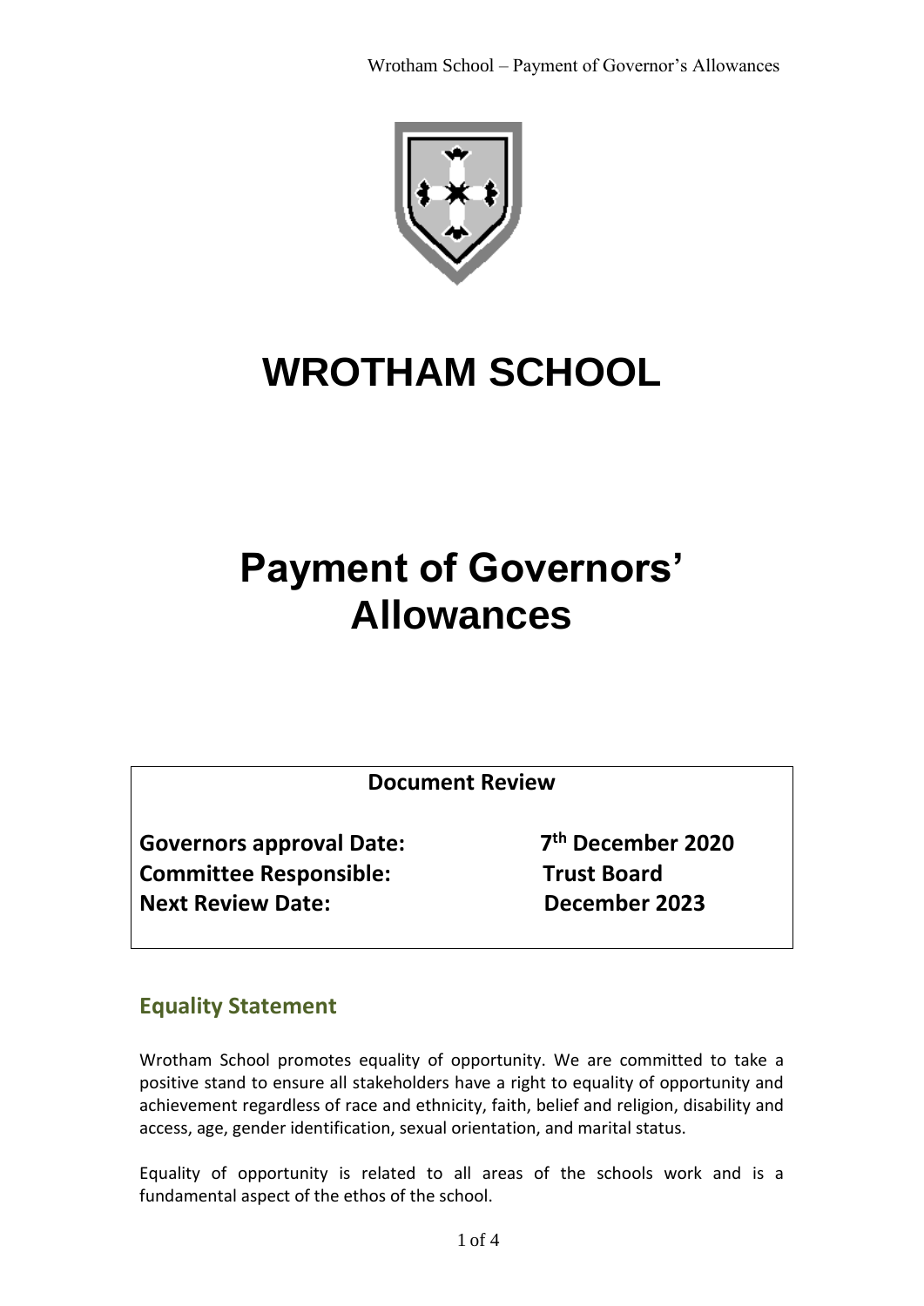# WROTHAM SCHOOL

# Payment of Governors' Allowances

**Document Review**

**Governors approval Date:** 7th December 2020
**Committee Responsible:** Trust Board
**Next Review Date:** December 2023

## Equality Statement

Wrotham School promotes equality of opportunity. We are committed to take a positive stand to ensure all stakeholders have a right to equality of opportunity and achievement regardless of race and ethnicity, faith, belief and religion, disability and access, age, gender identification, sexual orientation, and marital status.

Equality of opportunity is related to all areas of the schools work and is a fundamental aspect of the ethos of the school.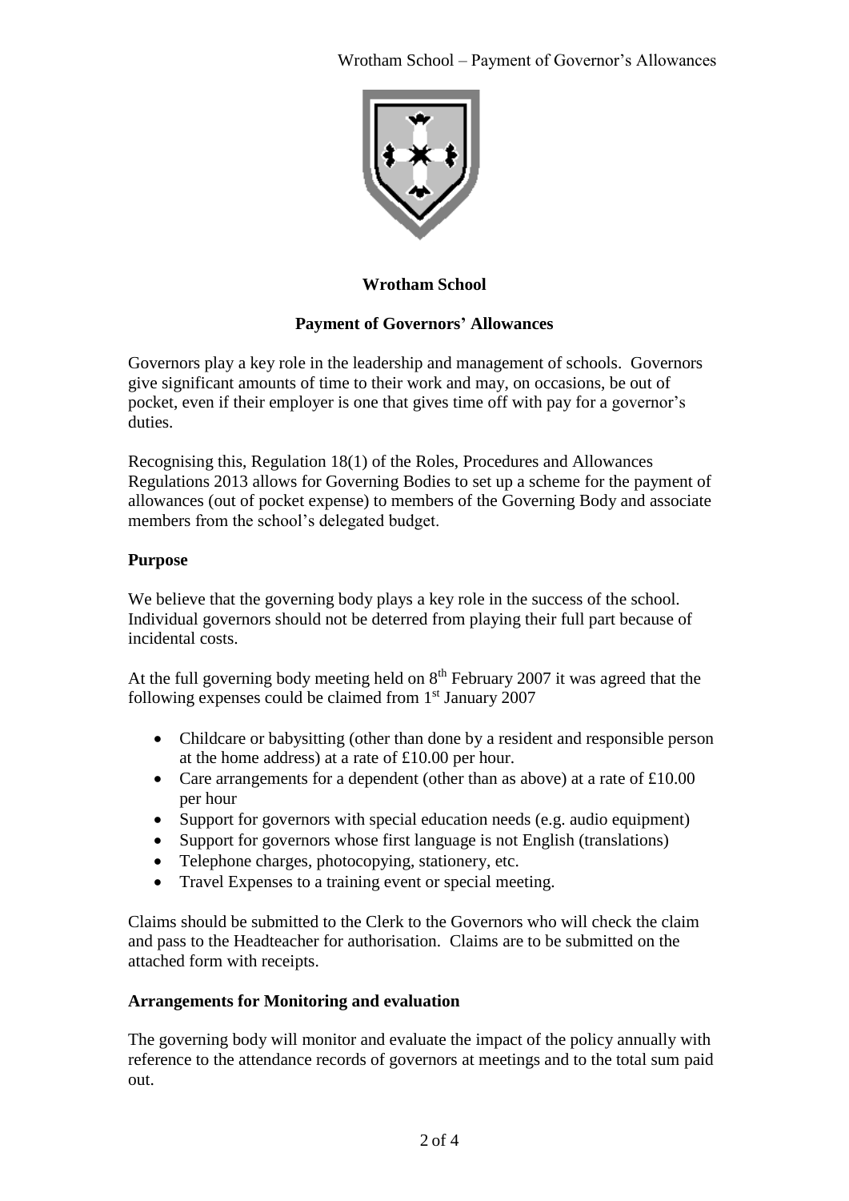**Wrotham School**

**Payment of Governors' Allowances**

Governors play a key role in the leadership and management of schools. Governors give significant amounts of time to their work and may, on occasions, be out of pocket, even if their employer is one that gives time off with pay for a governor's duties.

Recognising this, Regulation 18(1) of the Roles, Procedures and Allowances Regulations 2013 allows for Governing Bodies to set up a scheme for the payment of allowances (out of pocket expense) to members of the Governing Body and associate members from the school's delegated budget.

**Purpose**

We believe that the governing body plays a key role in the success of the school. Individual governors should not be deterred from playing their full part because of incidental costs.

At the full governing body meeting held on 8th February 2007 it was agreed that the following expenses could be claimed from 1st January 2007

- Childcare or babysitting (other than done by a resident and responsible person at the home address) at a rate of £10.00 per hour.
- Care arrangements for a dependent (other than as above) at a rate of £10.00 per hour
- Support for governors with special education needs (e.g. audio equipment)
- Support for governors whose first language is not English (translations)
- Telephone charges, photocopying, stationery, etc.
- Travel Expenses to a training event or special meeting.

Claims should be submitted to the Clerk to the Governors who will check the claim and pass to the Headteacher for authorisation. Claims are to be submitted on the attached form with receipts.

**Arrangements for Monitoring and evaluation**

The governing body will monitor and evaluate the impact of the policy annually with reference to the attendance records of governors at meetings and to the total sum paid out.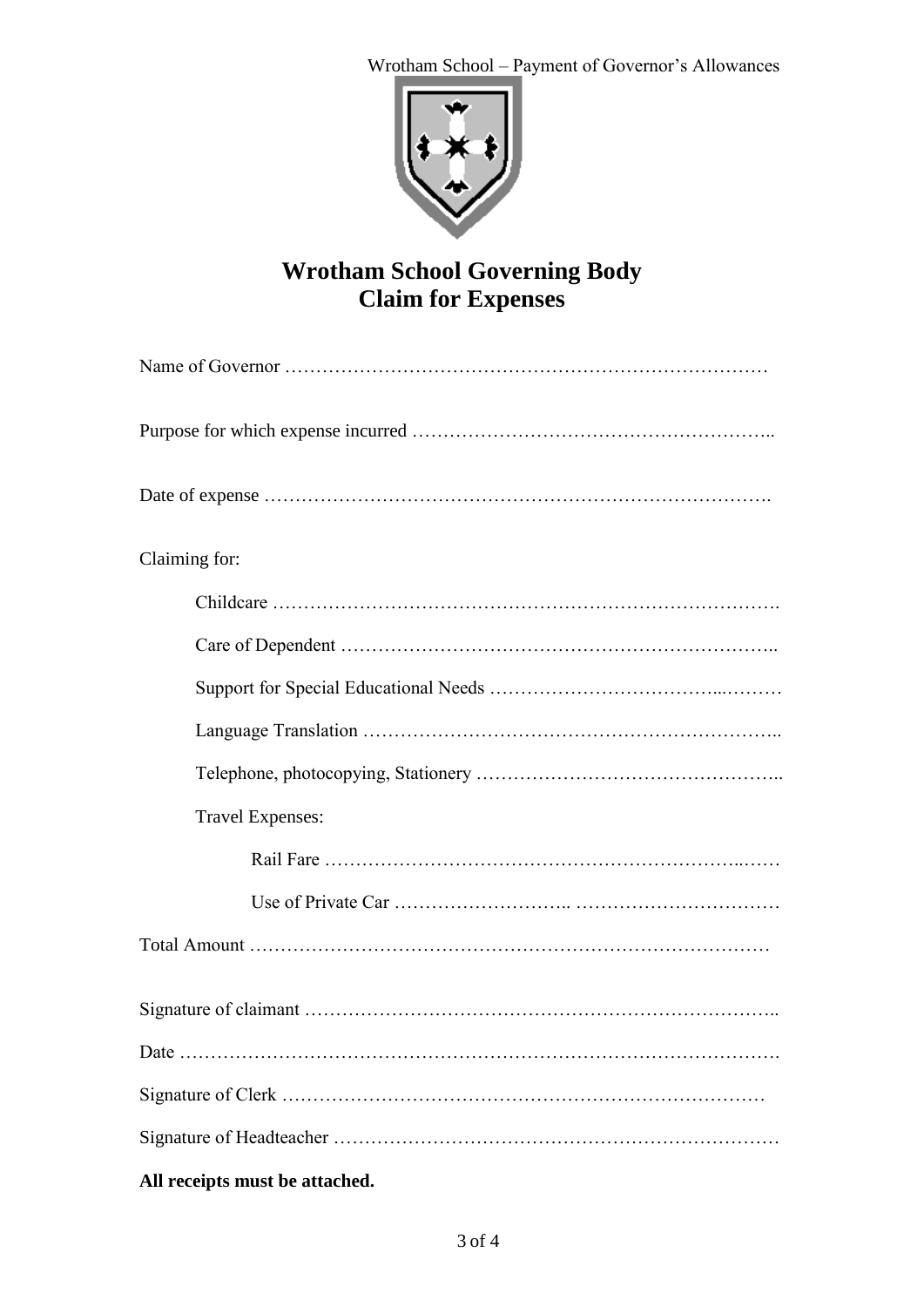# Wrotham School Governing Body
# Claim for Expenses

Name of Governor ……………………………………………………………………

Purpose for which expense incurred ………………………………………………..

Date of expense ……………………………………………………………………….

Claiming for:

Childcare ……………………………………………………………………….

Care of Dependent ……………………………………………………………..

Support for Special Educational Needs ……………………………...………

Language Translation …………………………………………………………..

Telephone, photocopying, Stationery ………………………………………….

Travel Expenses:

Rail Fare ………………………………………………………..……

Use of Private Car ……………………….. ……………………………

Total Amount ………………………………………………………………………

Signature of claimant ………………………………………………………………..

Date ………………………………………………………………………………….

Signature of Clerk ……………………………………………………………………

Signature of Headteacher ……………………………………………………………

**All receipts must be attached.**